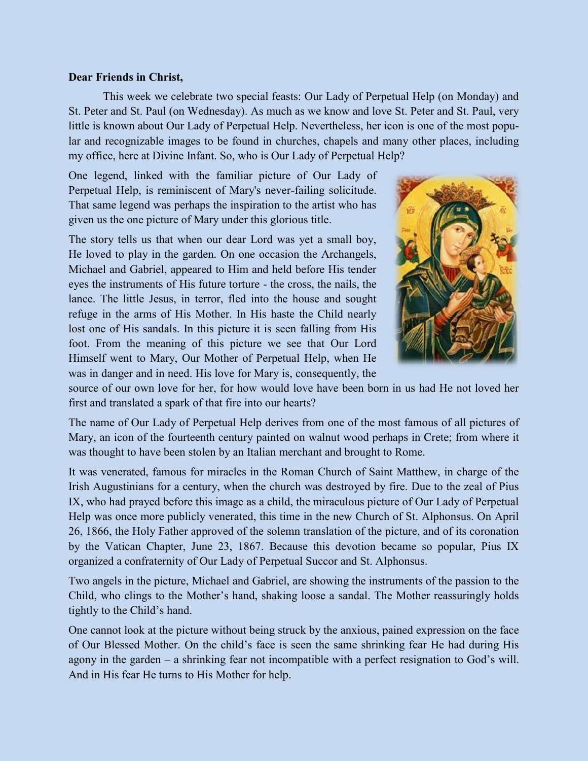**Dear Friends in Christ,**

This week we celebrate two special feasts: Our Lady of Perpetual Help (on Monday) and St. Peter and St. Paul (on Wednesday). As much as we know and love St. Peter and St. Paul, very little is known about Our Lady of Perpetual Help. Nevertheless, her icon is one of the most popular and recognizable images to be found in churches, chapels and many other places, including my office, here at Divine Infant. So, who is Our Lady of Perpetual Help?

One legend, linked with the familiar picture of Our Lady of Perpetual Help, is reminiscent of Mary's never-failing solicitude. That same legend was perhaps the inspiration to the artist who has given us the one picture of Mary under this glorious title.

The story tells us that when our dear Lord was yet a small boy, He loved to play in the garden. On one occasion the Archangels, Michael and Gabriel, appeared to Him and held before His tender eyes the instruments of His future torture - the cross, the nails, the lance. The little Jesus, in terror, fled into the house and sought refuge in the arms of His Mother. In His haste the Child nearly lost one of His sandals. In this picture it is seen falling from His foot. From the meaning of this picture we see that Our Lord Himself went to Mary, Our Mother of Perpetual Help, when He was in danger and in need. His love for Mary is, consequently, the source of our own love for her, for how would love have been born in us had He not loved her first and translated a spark of that fire into our hearts?

The name of Our Lady of Perpetual Help derives from one of the most famous of all pictures of Mary, an icon of the fourteenth century painted on walnut wood perhaps in Crete; from where it was thought to have been stolen by an Italian merchant and brought to Rome.

It was venerated, famous for miracles in the Roman Church of Saint Matthew, in charge of the Irish Augustinians for a century, when the church was destroyed by fire. Due to the zeal of Pius IX, who had prayed before this image as a child, the miraculous picture of Our Lady of Perpetual Help was once more publicly venerated, this time in the new Church of St. Alphonsus. On April 26, 1866, the Holy Father approved of the solemn translation of the picture, and of its coronation by the Vatican Chapter, June 23, 1867. Because this devotion became so popular, Pius IX organized a confraternity of Our Lady of Perpetual Succor and St. Alphonsus.

Two angels in the picture, Michael and Gabriel, are showing the instruments of the passion to the Child, who clings to the Mother's hand, shaking loose a sandal. The Mother reassuringly holds tightly to the Child's hand.

One cannot look at the picture without being struck by the anxious, pained expression on the face of Our Blessed Mother. On the child's face is seen the same shrinking fear He had during His agony in the garden – a shrinking fear not incompatible with a perfect resignation to God's will. And in His fear He turns to His Mother for help.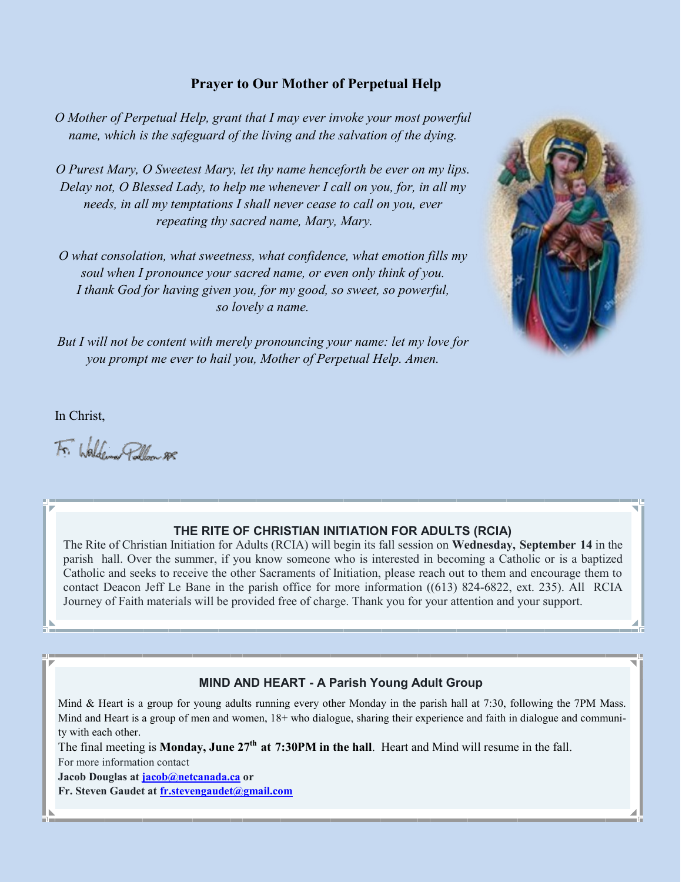## Prayer to Our Mother of Perpetual Help

*O Mother of Perpetual Help, grant that I may ever invoke your most powerful name, which is the safeguard of the living and the salvation of the dying.*

*O Purest Mary, O Sweetest Mary, let thy name henceforth be ever on my lips. Delay not, O Blessed Lady, to help me whenever I call on you, for, in all my needs, in all my temptations I shall never cease to call on you, ever repeating thy sacred name, Mary, Mary.*

*O what consolation, what sweetness, what confidence, what emotion fills my soul when I pronounce your sacred name, or even only think of you. I thank God for having given you, for my good, so sweet, so powerful, so lovely a name.*

*But I will not be content with merely pronouncing your name: let my love for you prompt me ever to hail you, Mother of Perpetual Help. Amen.*

In Christ,

Fr. Waldemar Pallon

### THE RITE OF CHRISTIAN INITIATION FOR ADULTS (RCIA)

The Rite of Christian Initiation for Adults (RCIA) will begin its fall session on **Wednesday, September 14** in the parish hall. Over the summer, if you know someone who is interested in becoming a Catholic or is a baptized Catholic and seeks to receive the other Sacraments of Initiation, please reach out to them and encourage them to contact Deacon Jeff Le Bane in the parish office for more information ((613) 824-6822, ext. 235). All RCIA Journey of Faith materials will be provided free of charge. Thank you for your attention and your support.

### MIND AND HEART - A Parish Young Adult Group

Mind & Heart is a group for young adults running every other Monday in the parish hall at 7:30, following the 7PM Mass. Mind and Heart is a group of men and women, 18+ who dialogue, sharing their experience and faith in dialogue and community with each other.

The final meeting is **Monday, June 27th at 7:30PM in the hall**. Heart and Mind will resume in the fall.

For more information contact

**Jacob Douglas at jacob@netcanada.ca or**

**Fr. Steven Gaudet at fr.stevengaudet@gmail.com**